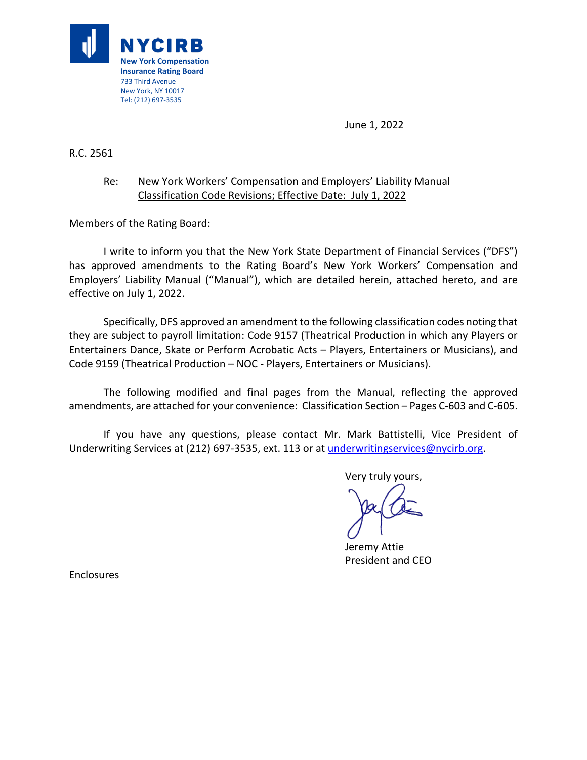**NYCIRB**
**New York Compensation Insurance Rating Board**
733 Third Avenue
New York, NY 10017
Tel: (212) 697-3535

June 1, 2022

R.C. 2561

Re: New York Workers' Compensation and Employers' Liability Manual
Classification Code Revisions; Effective Date: July 1, 2022

Members of the Rating Board:

I write to inform you that the New York State Department of Financial Services ("DFS") has approved amendments to the Rating Board's New York Workers' Compensation and Employers' Liability Manual ("Manual"), which are detailed herein, attached hereto, and are effective on July 1, 2022.

Specifically, DFS approved an amendment to the following classification codes noting that they are subject to payroll limitation: Code 9157 (Theatrical Production in which any Players or Entertainers Dance, Skate or Perform Acrobatic Acts – Players, Entertainers or Musicians), and Code 9159 (Theatrical Production – NOC - Players, Entertainers or Musicians).

The following modified and final pages from the Manual, reflecting the approved amendments, are attached for your convenience: Classification Section – Pages C-603 and C-605.

If you have any questions, please contact Mr. Mark Battistelli, Vice President of Underwriting Services at (212) 697-3535, ext. 113 or at underwritingservices@nycirb.org.

Very truly yours,

Jeremy Attie
President and CEO

Enclosures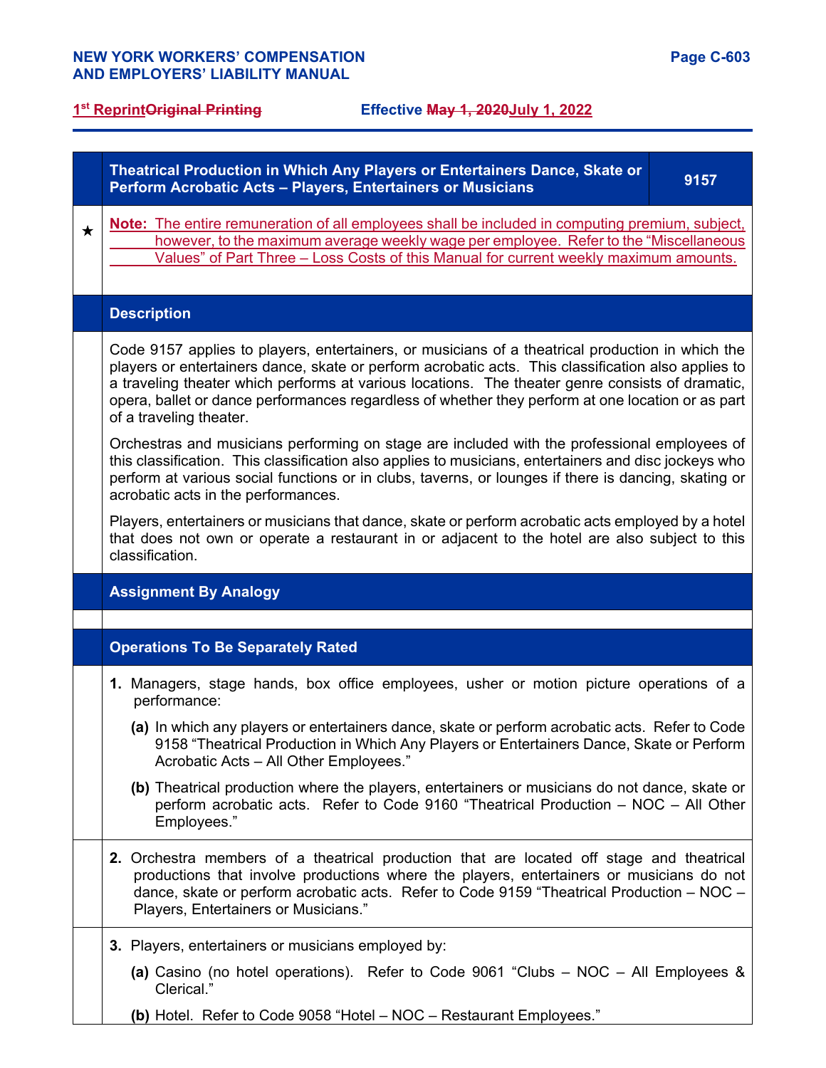NEW YORK WORKERS' COMPENSATION AND EMPLOYERS' LIABILITY MANUAL

1st Reprint ~~Original Printing~~ Effective ~~May 1, 2020~~ July 1, 2022

## Theatrical Production in Which Any Players or Entertainers Dance, Skate or Perform Acrobatic Acts – Players, Entertainers or Musicians — 9157

★ **Note:** The entire remuneration of all employees shall be included in computing premium, subject, however, to the maximum average weekly wage per employee. Refer to the "Miscellaneous Values" of Part Three – Loss Costs of this Manual for current weekly maximum amounts.

### Description

Code 9157 applies to players, entertainers, or musicians of a theatrical production in which the players or entertainers dance, skate or perform acrobatic acts. This classification also applies to a traveling theater which performs at various locations. The theater genre consists of dramatic, opera, ballet or dance performances regardless of whether they perform at one location or as part of a traveling theater.

Orchestras and musicians performing on stage are included with the professional employees of this classification. This classification also applies to musicians, entertainers and disc jockeys who perform at various social functions or in clubs, taverns, or lounges if there is dancing, skating or acrobatic acts in the performances.

Players, entertainers or musicians that dance, skate or perform acrobatic acts employed by a hotel that does not own or operate a restaurant in or adjacent to the hotel are also subject to this classification.

### Assignment By Analogy

### Operations To Be Separately Rated

1. Managers, stage hands, box office employees, usher or motion picture operations of a performance:
   - **(a)** In which any players or entertainers dance, skate or perform acrobatic acts. Refer to Code 9158 "Theatrical Production in Which Any Players or Entertainers Dance, Skate or Perform Acrobatic Acts – All Other Employees."
   - **(b)** Theatrical production where the players, entertainers or musicians do not dance, skate or perform acrobatic acts. Refer to Code 9160 "Theatrical Production – NOC – All Other Employees."

2. Orchestra members of a theatrical production that are located off stage and theatrical productions that involve productions where the players, entertainers or musicians do not dance, skate or perform acrobatic acts. Refer to Code 9159 "Theatrical Production – NOC – Players, Entertainers or Musicians."

3. Players, entertainers or musicians employed by:
   - **(a)** Casino (no hotel operations). Refer to Code 9061 "Clubs – NOC – All Employees & Clerical."
   - **(b)** Hotel. Refer to Code 9058 "Hotel – NOC – Restaurant Employees."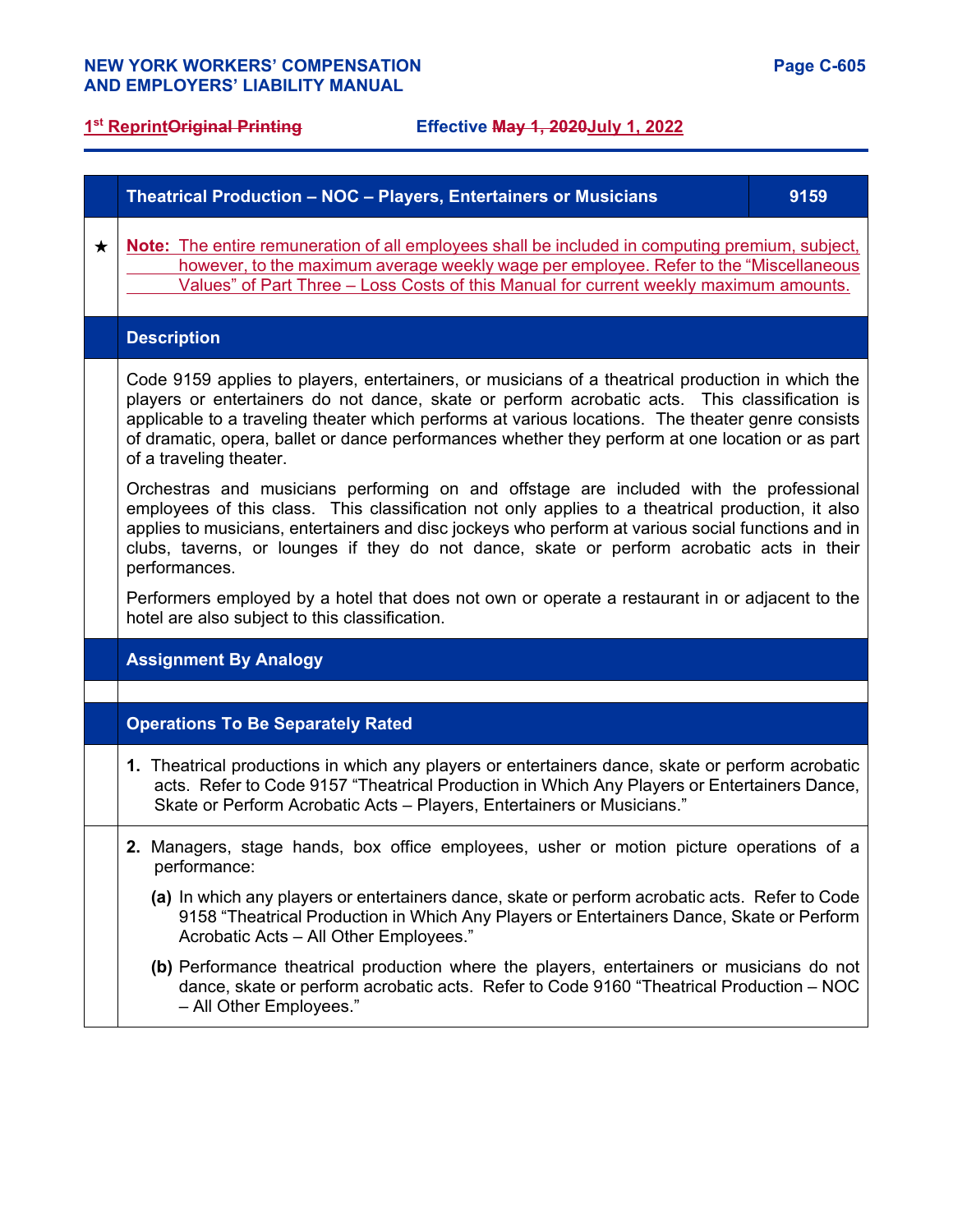## Theatrical Production – NOC – Players, Entertainers or Musicians — 9159

★ **Note:** The entire remuneration of all employees shall be included in computing premium, subject, however, to the maximum average weekly wage per employee. Refer to the "Miscellaneous Values" of Part Three – Loss Costs of this Manual for current weekly maximum amounts.

### Description

Code 9159 applies to players, entertainers, or musicians of a theatrical production in which the players or entertainers do not dance, skate or perform acrobatic acts. This classification is applicable to a traveling theater which performs at various locations. The theater genre consists of dramatic, opera, ballet or dance performances whether they perform at one location or as part of a traveling theater.

Orchestras and musicians performing on and offstage are included with the professional employees of this class. This classification not only applies to a theatrical production, it also applies to musicians, entertainers and disc jockeys who perform at various social functions and in clubs, taverns, or lounges if they do not dance, skate or perform acrobatic acts in their performances.

Performers employed by a hotel that does not own or operate a restaurant in or adjacent to the hotel are also subject to this classification.

### Assignment By Analogy

### Operations To Be Separately Rated

**1.** Theatrical productions in which any players or entertainers dance, skate or perform acrobatic acts. Refer to Code 9157 "Theatrical Production in Which Any Players or Entertainers Dance, Skate or Perform Acrobatic Acts – Players, Entertainers or Musicians."

**2.** Managers, stage hands, box office employees, usher or motion picture operations of a performance:

- **(a)** In which any players or entertainers dance, skate or perform acrobatic acts. Refer to Code 9158 "Theatrical Production in Which Any Players or Entertainers Dance, Skate or Perform Acrobatic Acts – All Other Employees."
- **(b)** Performance theatrical production where the players, entertainers or musicians do not dance, skate or perform acrobatic acts. Refer to Code 9160 "Theatrical Production – NOC – All Other Employees."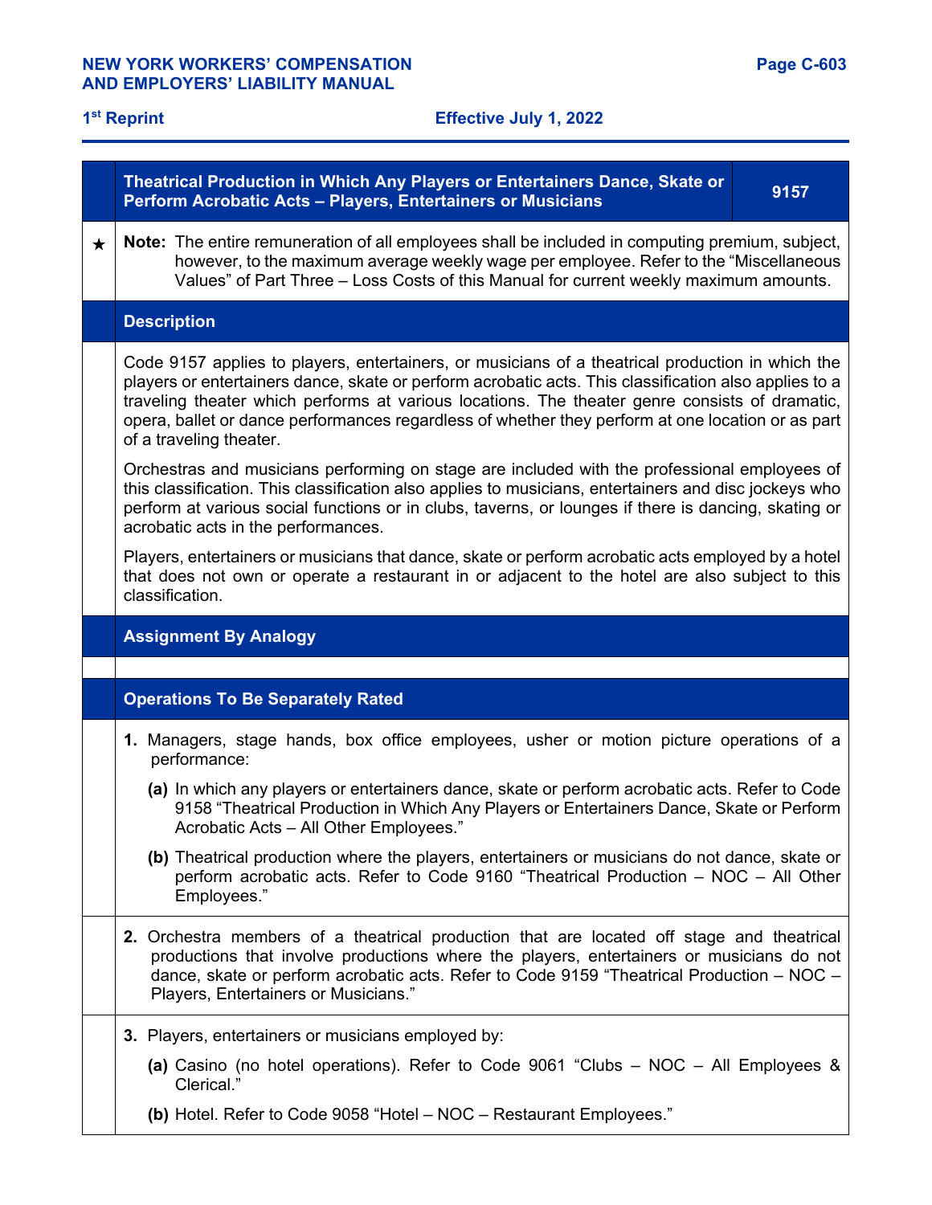## Theatrical Production in Which Any Players or Entertainers Dance, Skate or Perform Acrobatic Acts – Players, Entertainers or Musicians — 9157

★ **Note:** The entire remuneration of all employees shall be included in computing premium, subject, however, to the maximum average weekly wage per employee. Refer to the "Miscellaneous Values" of Part Three – Loss Costs of this Manual for current weekly maximum amounts.

### Description

Code 9157 applies to players, entertainers, or musicians of a theatrical production in which the players or entertainers dance, skate or perform acrobatic acts. This classification also applies to a traveling theater which performs at various locations. The theater genre consists of dramatic, opera, ballet or dance performances regardless of whether they perform at one location or as part of a traveling theater.

Orchestras and musicians performing on stage are included with the professional employees of this classification. This classification also applies to musicians, entertainers and disc jockeys who perform at various social functions or in clubs, taverns, or lounges if there is dancing, skating or acrobatic acts in the performances.

Players, entertainers or musicians that dance, skate or perform acrobatic acts employed by a hotel that does not own or operate a restaurant in or adjacent to the hotel are also subject to this classification.

### Assignment By Analogy

### Operations To Be Separately Rated

**1.** Managers, stage hands, box office employees, usher or motion picture operations of a performance:

- **(a)** In which any players or entertainers dance, skate or perform acrobatic acts. Refer to Code 9158 "Theatrical Production in Which Any Players or Entertainers Dance, Skate or Perform Acrobatic Acts – All Other Employees."
- **(b)** Theatrical production where the players, entertainers or musicians do not dance, skate or perform acrobatic acts. Refer to Code 9160 "Theatrical Production – NOC – All Other Employees."

**2.** Orchestra members of a theatrical production that are located off stage and theatrical productions that involve productions where the players, entertainers or musicians do not dance, skate or perform acrobatic acts. Refer to Code 9159 "Theatrical Production – NOC – Players, Entertainers or Musicians."

**3.** Players, entertainers or musicians employed by:

- **(a)** Casino (no hotel operations). Refer to Code 9061 "Clubs – NOC – All Employees & Clerical."
- **(b)** Hotel. Refer to Code 9058 "Hotel – NOC – Restaurant Employees."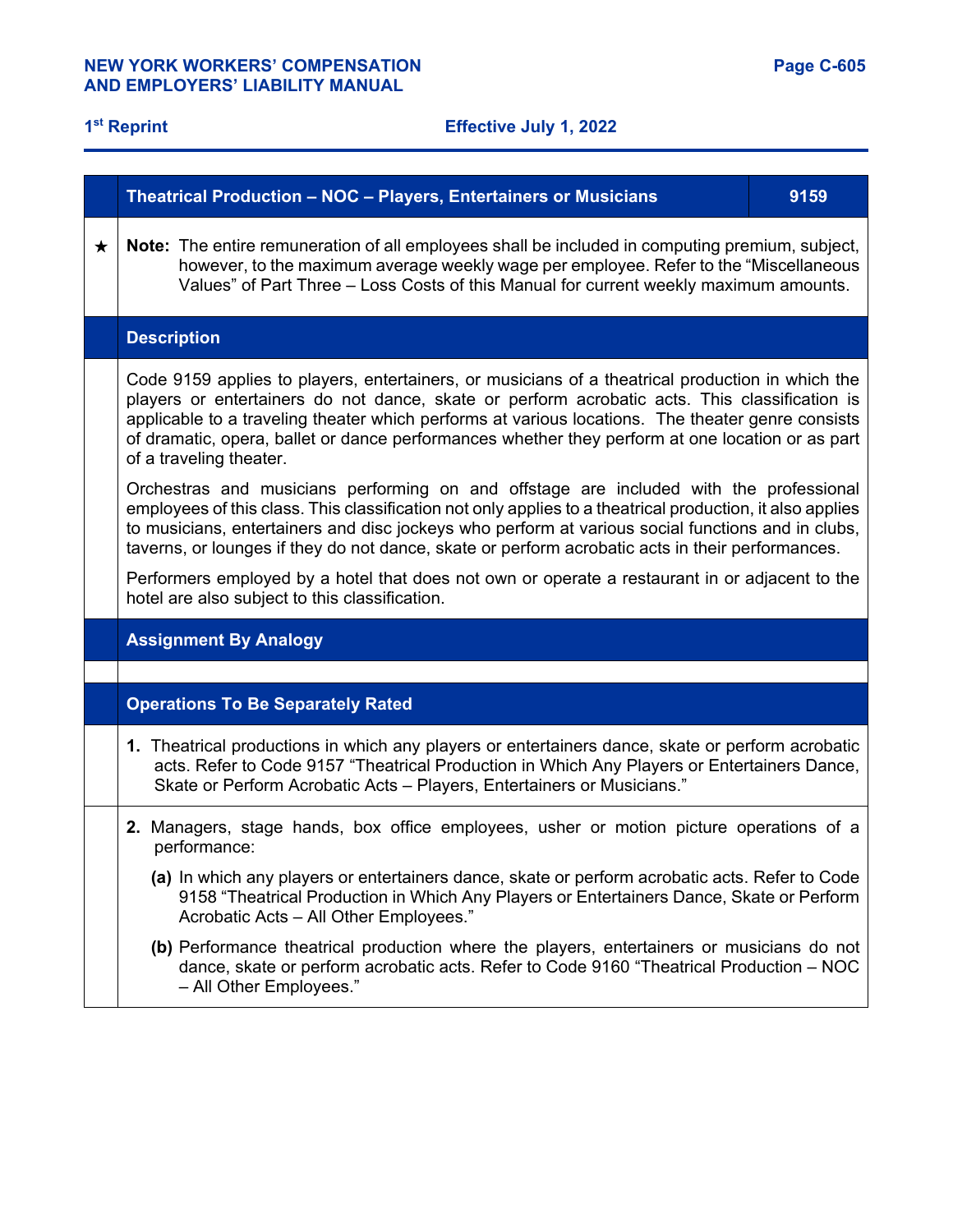## Theatrical Production – NOC – Players, Entertainers or Musicians — 9159

★ **Note:** The entire remuneration of all employees shall be included in computing premium, subject, however, to the maximum average weekly wage per employee. Refer to the "Miscellaneous Values" of Part Three – Loss Costs of this Manual for current weekly maximum amounts.

### Description

Code 9159 applies to players, entertainers, or musicians of a theatrical production in which the players or entertainers do not dance, skate or perform acrobatic acts. This classification is applicable to a traveling theater which performs at various locations. The theater genre consists of dramatic, opera, ballet or dance performances whether they perform at one location or as part of a traveling theater.

Orchestras and musicians performing on and offstage are included with the professional employees of this class. This classification not only applies to a theatrical production, it also applies to musicians, entertainers and disc jockeys who perform at various social functions and in clubs, taverns, or lounges if they do not dance, skate or perform acrobatic acts in their performances.

Performers employed by a hotel that does not own or operate a restaurant in or adjacent to the hotel are also subject to this classification.

### Assignment By Analogy

### Operations To Be Separately Rated

1. Theatrical productions in which any players or entertainers dance, skate or perform acrobatic acts. Refer to Code 9157 "Theatrical Production in Which Any Players or Entertainers Dance, Skate or Perform Acrobatic Acts – Players, Entertainers or Musicians."

2. Managers, stage hands, box office employees, usher or motion picture operations of a performance:

   **(a)** In which any players or entertainers dance, skate or perform acrobatic acts. Refer to Code 9158 "Theatrical Production in Which Any Players or Entertainers Dance, Skate or Perform Acrobatic Acts – All Other Employees."

   **(b)** Performance theatrical production where the players, entertainers or musicians do not dance, skate or perform acrobatic acts. Refer to Code 9160 "Theatrical Production – NOC – All Other Employees."